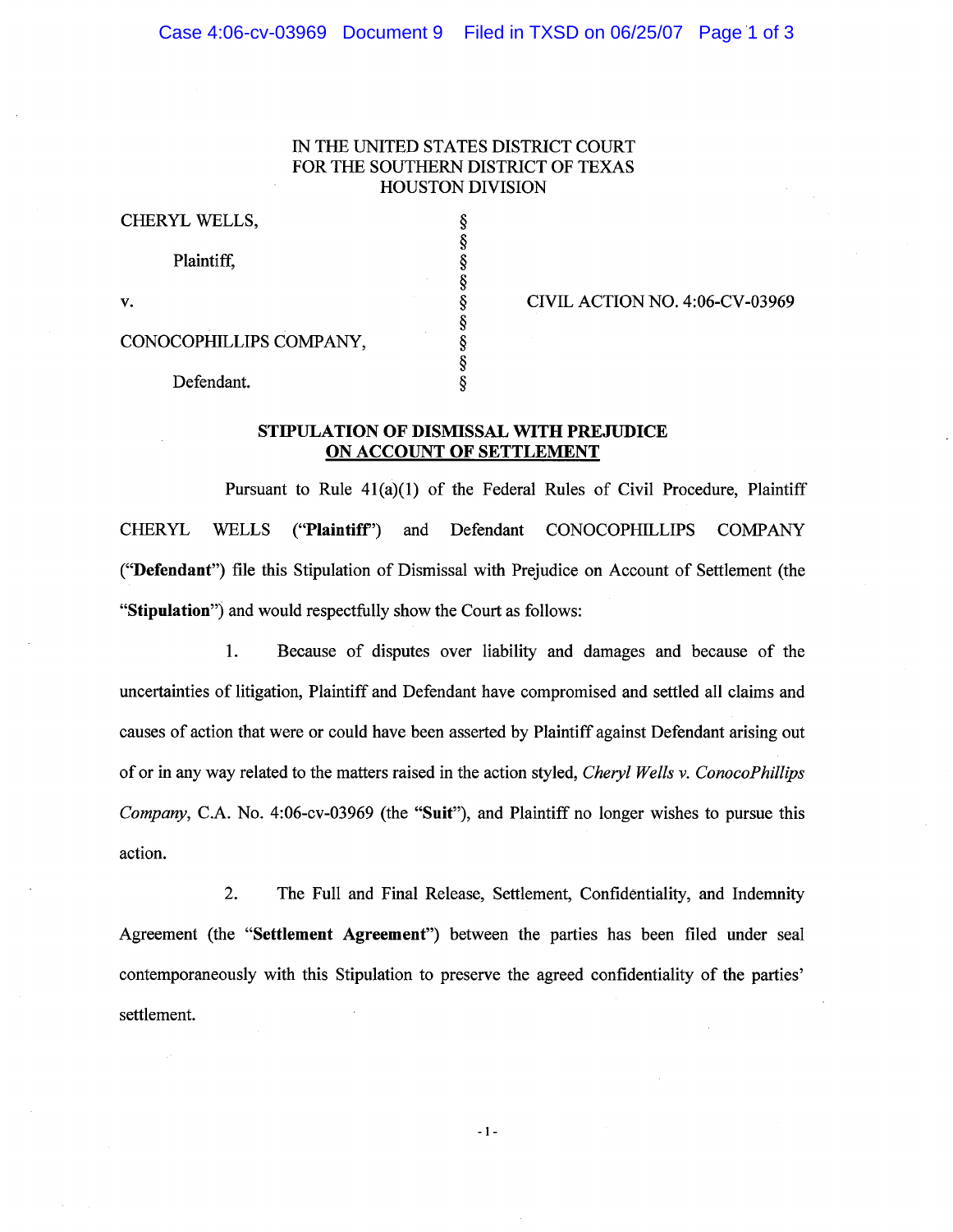IN THE UNITED STATES DISTRICT COURT
FOR THE SOUTHERN DISTRICT OF TEXAS
HOUSTON DIVISION

| | | |
|---|---|---|
| CHERYL WELLS, | § | |
| | § | |
| Plaintiff, | § | |
| | § | |
| v. | § | CIVIL ACTION NO. 4:06-CV-03969 |
| | § | |
| CONOCOPHILLIPS COMPANY, | § | |
| | § | |
| Defendant. | § | |

**STIPULATION OF DISMISSAL WITH PREJUDICE**
**ON ACCOUNT OF SETTLEMENT**

Pursuant to Rule 41(a)(1) of the Federal Rules of Civil Procedure, Plaintiff CHERYL WELLS (**"Plaintiff"**) and Defendant CONOCOPHILLIPS COMPANY (**"Defendant"**) file this Stipulation of Dismissal with Prejudice on Account of Settlement (the **"Stipulation"**) and would respectfully show the Court as follows:

1. Because of disputes over liability and damages and because of the uncertainties of litigation, Plaintiff and Defendant have compromised and settled all claims and causes of action that were or could have been asserted by Plaintiff against Defendant arising out of or in any way related to the matters raised in the action styled, *Cheryl Wells v. ConocoPhillips Company*, C.A. No. 4:06-cv-03969 (the **"Suit"**), and Plaintiff no longer wishes to pursue this action.

2. The Full and Final Release, Settlement, Confidentiality, and Indemnity Agreement (the **"Settlement Agreement"**) between the parties has been filed under seal contemporaneously with this Stipulation to preserve the agreed confidentiality of the parties' settlement.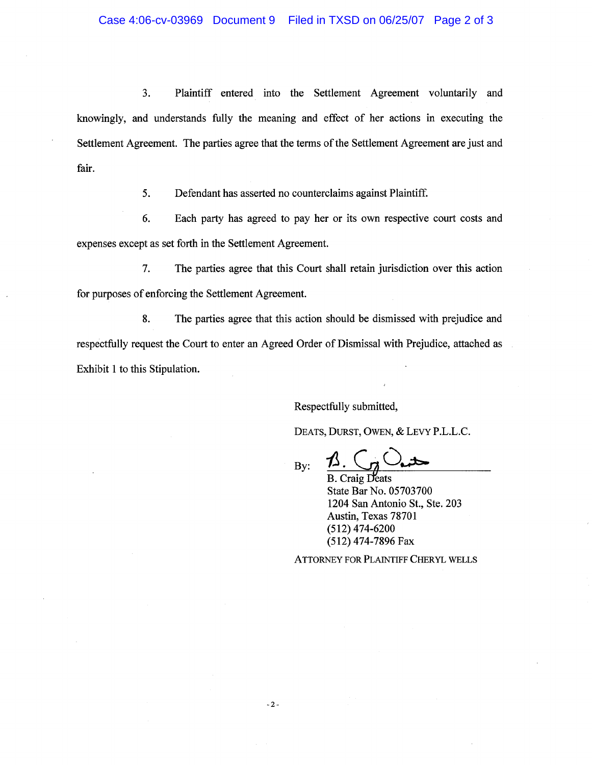3. Plaintiff entered into the Settlement Agreement voluntarily and knowingly, and understands fully the meaning and effect of her actions in executing the Settlement Agreement. The parties agree that the terms of the Settlement Agreement are just and fair.

5. Defendant has asserted no counterclaims against Plaintiff.

6. Each party has agreed to pay her or its own respective court costs and expenses except as set forth in the Settlement Agreement.

7. The parties agree that this Court shall retain jurisdiction over this action for purposes of enforcing the Settlement Agreement.

8. The parties agree that this action should be dismissed with prejudice and respectfully request the Court to enter an Agreed Order of Dismissal with Prejudice, attached as Exhibit 1 to this Stipulation.

Respectfully submitted,

DEATS, DURST, OWEN, & LEVY P.L.L.C.

By: B. Craig Deats
B. Craig Deats
State Bar No. 05703700
1204 San Antonio St., Ste. 203
Austin, Texas 78701
(512) 474-6200
(512) 474-7896 Fax

ATTORNEY FOR PLAINTIFF CHERYL WELLS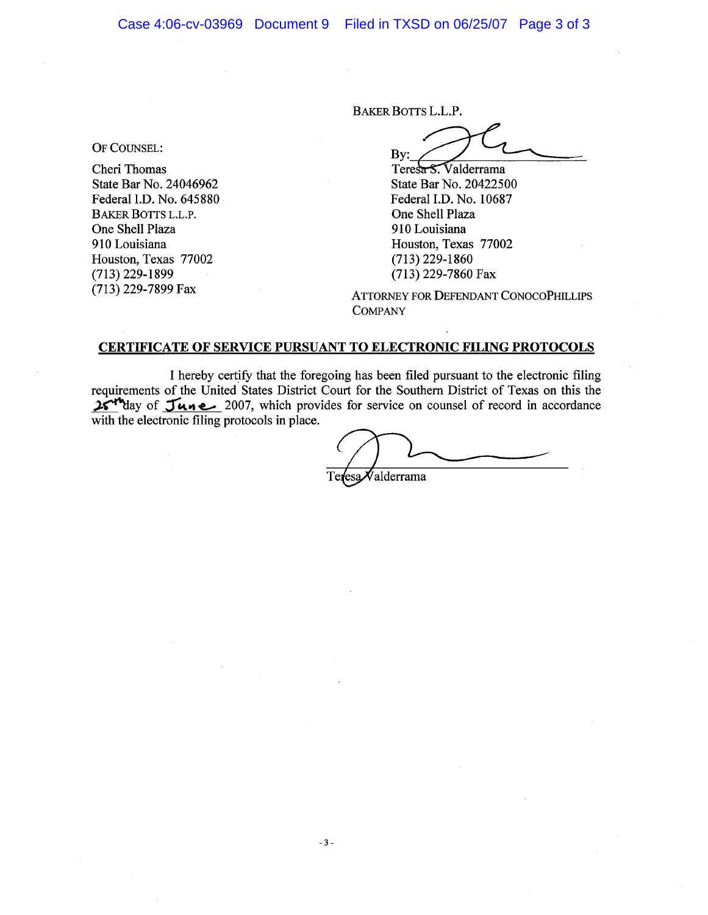BAKER BOTTS L.L.P.

By: ______________________
Teresa S. Valderrama
State Bar No. 20422500
Federal I.D. No. 10687
One Shell Plaza
910 Louisiana
Houston, Texas 77002
(713) 229-1860
(713) 229-7860 Fax

ATTORNEY FOR DEFENDANT CONOCOPHILLIPS COMPANY

OF COUNSEL:

Cheri Thomas
State Bar No. 24046962
Federal I.D. No. 645880
BAKER BOTTS L.L.P.
One Shell Plaza
910 Louisiana
Houston, Texas 77002
(713) 229-1899
(713) 229-7899 Fax

**CERTIFICATE OF SERVICE PURSUANT TO ELECTRONIC FILING PROTOCOLS**

I hereby certify that the foregoing has been filed pursuant to the electronic filing requirements of the United States District Court for the Southern District of Texas on this the 25th day of June 2007, which provides for service on counsel of record in accordance with the electronic filing protocols in place.

______________________
Teresa Valderrama